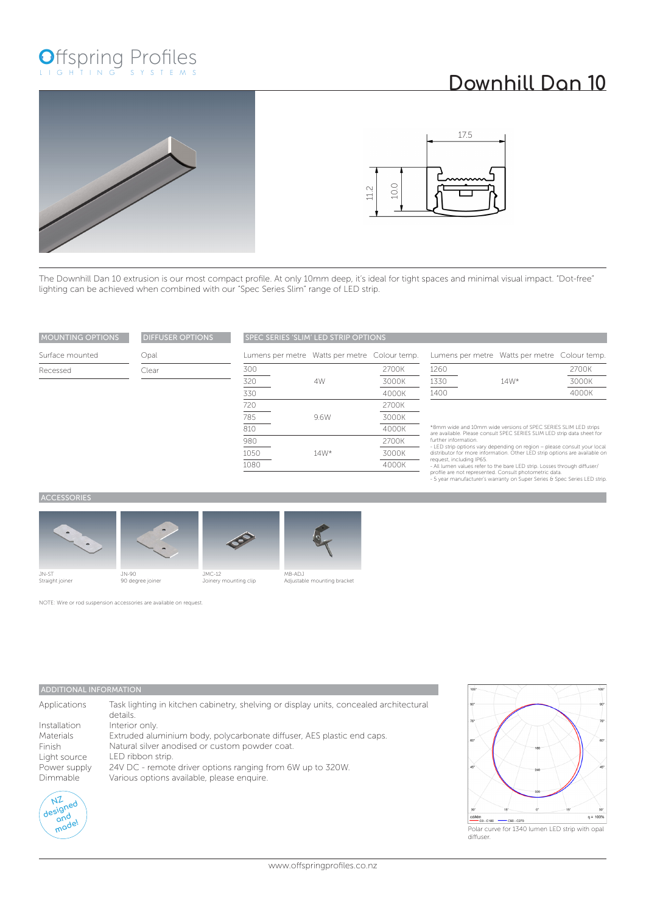# Offspring Profiles

LIGHTING SYSTEMS

# Downhill Dan 10

The Downhill Dan 10 extrusion is our most compact profile. At only 10mm deep, it's ideal for tight spaces and minimal visual impact. "Dot-free" lighting can be achieved when combined with our "Spec Series Slim" range of LED strip.

| MOUNTING OPTIONS |
|---|
| Surface mounted |
| Recessed |

| DIFFUSER OPTIONS |
|---|
| Opal |
| Clear |

**SPEC SERIES 'SLIM' LED STRIP OPTIONS**

| Lumens per metre | Watts per metre | Colour temp. |
|---|---|---|
| 300 | | 2700K |
| 320 | 4W | 3000K |
| 330 | | 4000K |
| 720 | | 2700K |
| 785 | 9.6W | 3000K |
| 810 | | 4000K |
| 980 | | 2700K |
| 1050 | 14W* | 3000K |
| 1080 | | 4000K |

| Lumens per metre | Watts per metre | Colour temp. |
|---|---|---|
| 1260 | | 2700K |
| 1330 | 14W* | 3000K |
| 1400 | | 4000K |

*8mm wide and 10mm wide versions of SPEC SERIES SLIM LED strips are available. Please consult SPEC SERIES SLIM LED strip data sheet for further information.
- LED strip options vary depending on region – please consult your local distributor for more information. Other LED strip options are available on request, including IP65.
- All lumen values refer to the bare LED strip. Losses through diffuser/profile are not represented. Consult photometric data.
- 5 year manufacturer's warranty on Super Series & Spec Series LED strip.

## ACCESSORIES

JN-ST
Straight joiner

JN-90
90 degree joiner

JMC-12
Joinery mounting clip

MB-ADJ
Adjustable mounting bracket

NOTE: Wire or rod suspension accessories are available on request.

## ADDITIONAL INFORMATION

| | |
|---|---|
| Applications | Task lighting in kitchen cabinetry, shelving or display units, concealed architectural details. |
| Installation | Interior only. |
| Materials | Extruded aluminium body, polycarbonate diffuser, AES plastic end caps. |
| Finish | Natural silver anodised or custom powder coat. |
| Light source | LED ribbon strip. |
| Power supply | 24V DC - remote driver options ranging from 6W up to 320W. |
| Dimmable | Various options available, please enquire. |

NZ designed and made!

Polar curve for 1340 lumen LED strip with opal diffuser.

www.offspringprofiles.co.nz